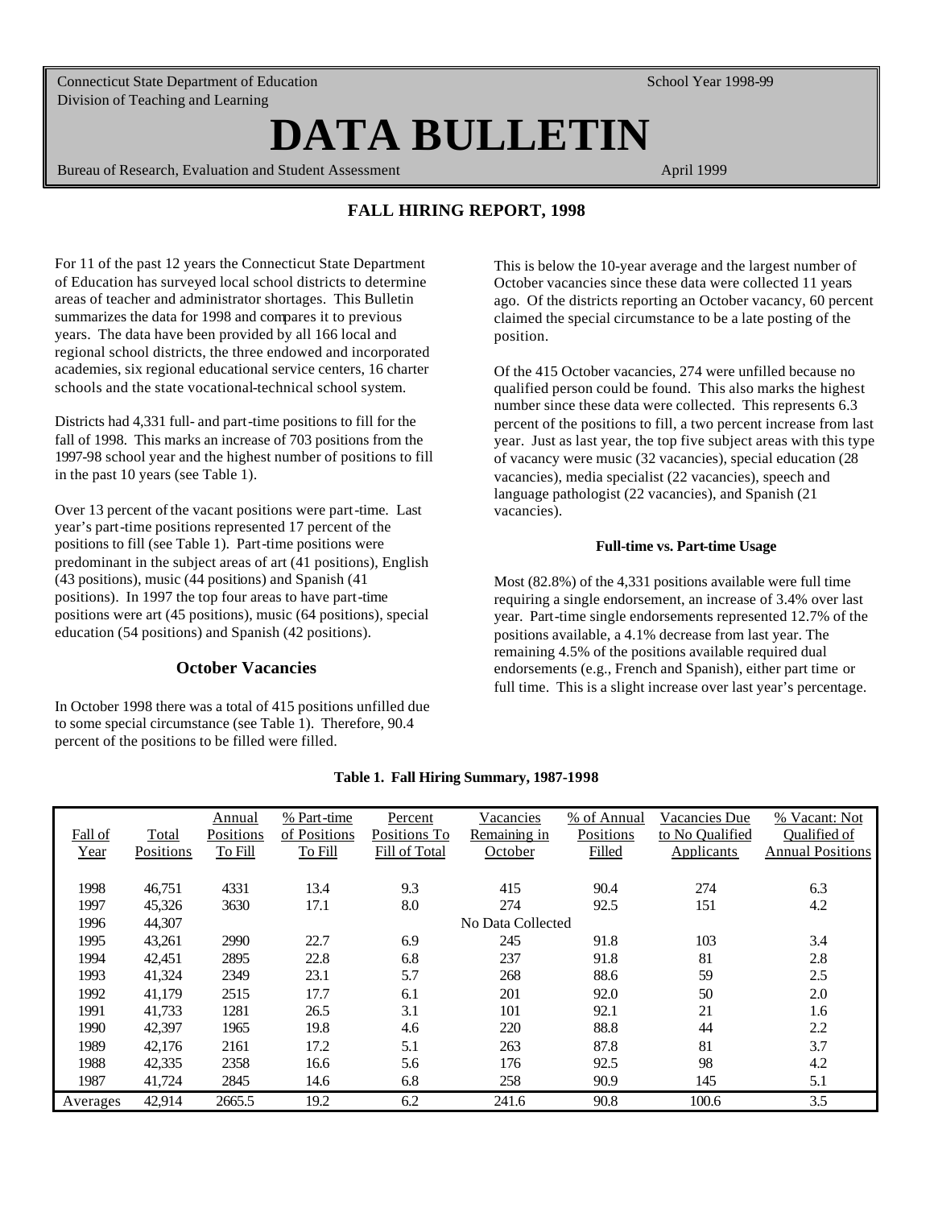Connecticut State Department of Education
Division of Teaching and Learning

School Year 1998-99

# DATA BULLETIN

Bureau of Research, Evaluation and Student Assessment

April 1999

## FALL HIRING REPORT, 1998

For 11 of the past 12 years the Connecticut State Department of Education has surveyed local school districts to determine areas of teacher and administrator shortages. This Bulletin summarizes the data for 1998 and compares it to previous years. The data have been provided by all 166 local and regional school districts, the three endowed and incorporated academies, six regional educational service centers, 16 charter schools and the state vocational-technical school system.

Districts had 4,331 full- and part-time positions to fill for the fall of 1998. This marks an increase of 703 positions from the 1997-98 school year and the highest number of positions to fill in the past 10 years (see Table 1).

Over 13 percent of the vacant positions were part-time. Last year's part-time positions represented 17 percent of the positions to fill (see Table 1). Part-time positions were predominant in the subject areas of art (41 positions), English (43 positions), music (44 positions) and Spanish (41 positions). In 1997 the top four areas to have part-time positions were art (45 positions), music (64 positions), special education (54 positions) and Spanish (42 positions).

### October Vacancies

In October 1998 there was a total of 415 positions unfilled due to some special circumstance (see Table 1). Therefore, 90.4 percent of the positions to be filled were filled.

This is below the 10-year average and the largest number of October vacancies since these data were collected 11 years ago. Of the districts reporting an October vacancy, 60 percent claimed the special circumstance to be a late posting of the position.

Of the 415 October vacancies, 274 were unfilled because no qualified person could be found. This also marks the highest number since these data were collected. This represents 6.3 percent of the positions to fill, a two percent increase from last year. Just as last year, the top five subject areas with this type of vacancy were music (32 vacancies), special education (28 vacancies), media specialist (22 vacancies), speech and language pathologist (22 vacancies), and Spanish (21 vacancies).

#### Full-time vs. Part-time Usage

Most (82.8%) of the 4,331 positions available were full time requiring a single endorsement, an increase of 3.4% over last year. Part-time single endorsements represented 12.7% of the positions available, a 4.1% decrease from last year. The remaining 4.5% of the positions available required dual endorsements (e.g., French and Spanish), either part time or full time. This is a slight increase over last year's percentage.

**Table 1. Fall Hiring Summary, 1987-1998**

| Fall of Year | Total Positions | Annual Positions To Fill | % Part-time of Positions To Fill | Percent Positions To Fill of Total | Vacancies Remaining in October | % of Annual Positions Filled | Vacancies Due to No Qualified Applicants | % Vacant: Not Qualified of Annual Positions |
|---|---|---|---|---|---|---|---|---|
| 1998 | 46,751 | 4331 | 13.4 | 9.3 | 415 | 90.4 | 274 | 6.3 |
| 1997 | 45,326 | 3630 | 17.1 | 8.0 | 274 | 92.5 | 151 | 4.2 |
| 1996 | 44,307 | | | | No Data Collected | | | |
| 1995 | 43,261 | 2990 | 22.7 | 6.9 | 245 | 91.8 | 103 | 3.4 |
| 1994 | 42,451 | 2895 | 22.8 | 6.8 | 237 | 91.8 | 81 | 2.8 |
| 1993 | 41,324 | 2349 | 23.1 | 5.7 | 268 | 88.6 | 59 | 2.5 |
| 1992 | 41,179 | 2515 | 17.7 | 6.1 | 201 | 92.0 | 50 | 2.0 |
| 1991 | 41,733 | 1281 | 26.5 | 3.1 | 101 | 92.1 | 21 | 1.6 |
| 1990 | 42,397 | 1965 | 19.8 | 4.6 | 220 | 88.8 | 44 | 2.2 |
| 1989 | 42,176 | 2161 | 17.2 | 5.1 | 263 | 87.8 | 81 | 3.7 |
| 1988 | 42,335 | 2358 | 16.6 | 5.6 | 176 | 92.5 | 98 | 4.2 |
| 1987 | 41,724 | 2845 | 14.6 | 6.8 | 258 | 90.9 | 145 | 5.1 |
| Averages | 42,914 | 2665.5 | 19.2 | 6.2 | 241.6 | 90.8 | 100.6 | 3.5 |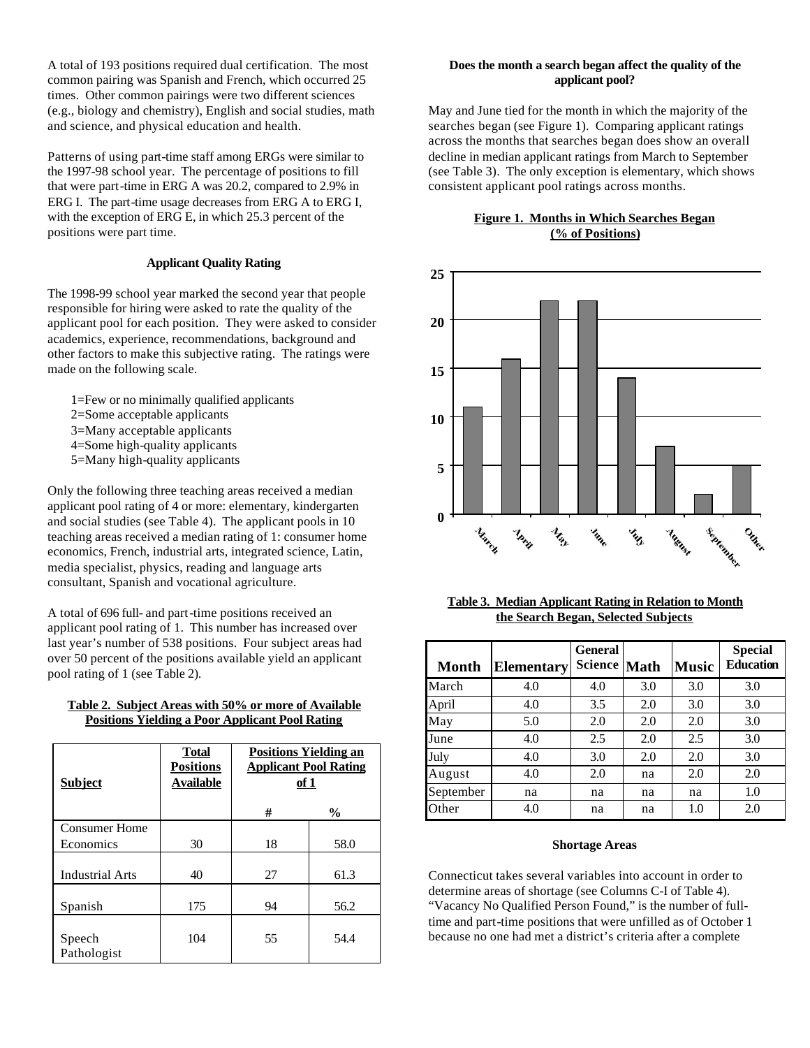A total of 193 positions required dual certification. The most common pairing was Spanish and French, which occurred 25 times. Other common pairings were two different sciences (e.g., biology and chemistry), English and social studies, math and science, and physical education and health.

Patterns of using part-time staff among ERGs were similar to the 1997-98 school year. The percentage of positions to fill that were part-time in ERG A was 20.2, compared to 2.9% in ERG I. The part-time usage decreases from ERG A to ERG I, with the exception of ERG E, in which 25.3 percent of the positions were part time.

### Applicant Quality Rating

The 1998-99 school year marked the second year that people responsible for hiring were asked to rate the quality of the applicant pool for each position. They were asked to consider academics, experience, recommendations, background and other factors to make this subjective rating. The ratings were made on the following scale.

1=Few or no minimally qualified applicants
2=Some acceptable applicants
3=Many acceptable applicants
4=Some high-quality applicants
5=Many high-quality applicants

Only the following three teaching areas received a median applicant pool rating of 4 or more: elementary, kindergarten and social studies (see Table 4). The applicant pools in 10 teaching areas received a median rating of 1: consumer home economics, French, industrial arts, integrated science, Latin, media specialist, physics, reading and language arts consultant, Spanish and vocational agriculture.

A total of 696 full- and part-time positions received an applicant pool rating of 1. This number has increased over last year's number of 538 positions. Four subject areas had over 50 percent of the positions available yield an applicant pool rating of 1 (see Table 2).

**Table 2. Subject Areas with 50% or more of Available Positions Yielding a Poor Applicant Pool Rating**

| Subject | Total Positions Available | Positions Yielding an Applicant Pool Rating of 1 | |
|---|---|---|---|
| | | # | % |
| Consumer Home Economics | 30 | 18 | 58.0 |
| Industrial Arts | 40 | 27 | 61.3 |
| Spanish | 175 | 94 | 56.2 |
| Speech Pathologist | 104 | 55 | 54.4 |

### Does the month a search began affect the quality of the applicant pool?

May and June tied for the month in which the majority of the searches began (see Figure 1). Comparing applicant ratings across the months that searches began does show an overall decline in median applicant ratings from March to September (see Table 3). The only exception is elementary, which shows consistent applicant pool ratings across months.

**Figure 1. Months in Which Searches Began (% of Positions)**

| Month | % of Positions |
|---|---|
| March | 11 |
| April | 16 |
| May | 22 |
| June | 22 |
| July | 14 |
| August | 7 |
| September | 2 |
| Other | 5 |

**Table 3. Median Applicant Rating in Relation to Month the Search Began, Selected Subjects**

| Month | Elementary | General Science | Math | Music | Special Education |
|---|---|---|---|---|---|
| March | 4.0 | 4.0 | 3.0 | 3.0 | 3.0 |
| April | 4.0 | 3.5 | 2.0 | 3.0 | 3.0 |
| May | 5.0 | 2.0 | 2.0 | 2.0 | 3.0 |
| June | 4.0 | 2.5 | 2.0 | 2.5 | 3.0 |
| July | 4.0 | 3.0 | 2.0 | 2.0 | 3.0 |
| August | 4.0 | 2.0 | na | 2.0 | 2.0 |
| September | na | na | na | na | 1.0 |
| Other | 4.0 | na | na | 1.0 | 2.0 |

### Shortage Areas

Connecticut takes several variables into account in order to determine areas of shortage (see Columns C-I of Table 4). "Vacancy No Qualified Person Found," is the number of full-time and part-time positions that were unfilled as of October 1 because no one had met a district's criteria after a complete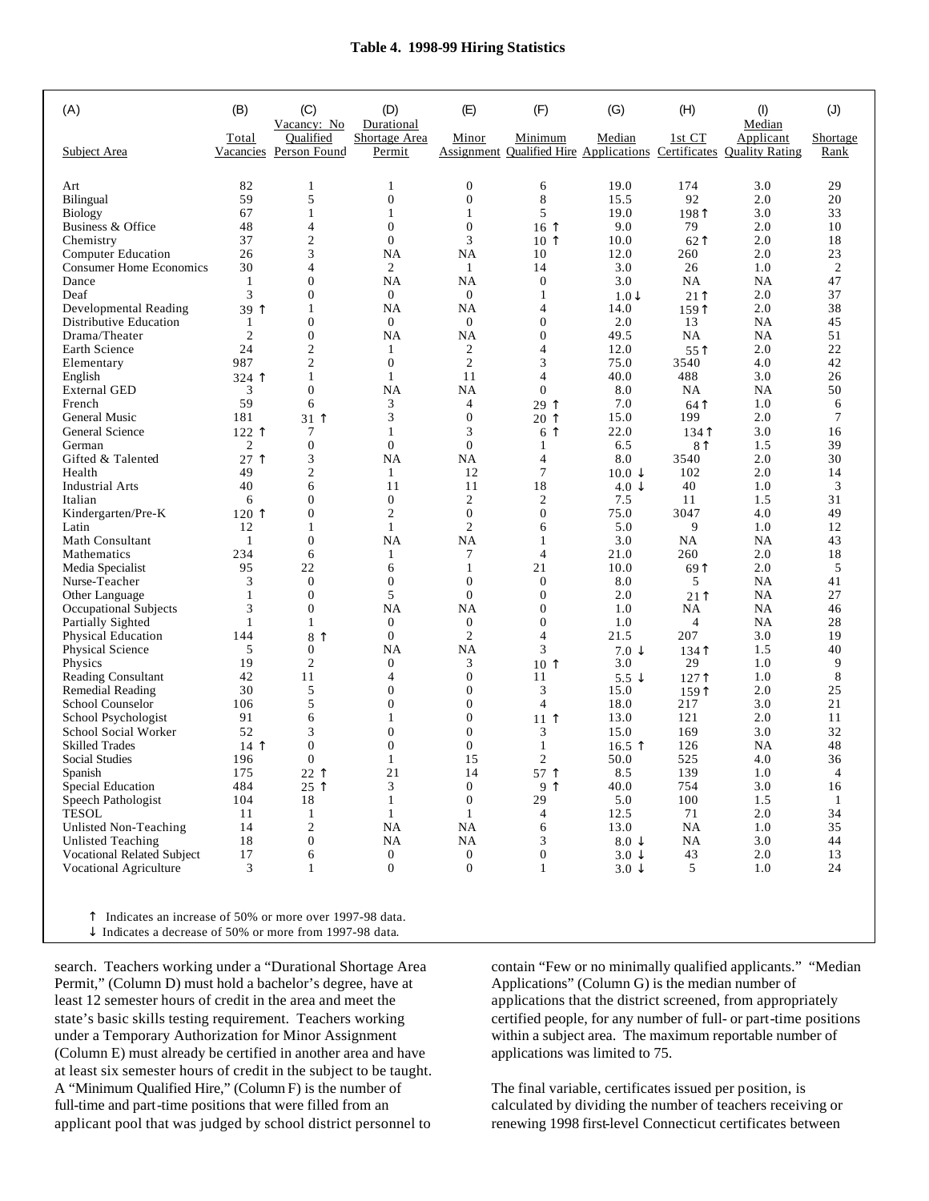**Table 4. 1998-99 Hiring Statistics**

| (A) Subject Area | (B) Total Vacancies | (C) Vacancy: No Qualified Person Found | (D) Durational Shortage Area Permit | (E) Minor Assignment | (F) Minimum Qualified Hire | (G) Median Applications | (H) 1st CT Certificates | (I) Median Applicant Quality Rating | (J) Shortage Rank |
|---|---|---|---|---|---|---|---|---|---|
| Art | 82 | 1 | 1 | 0 | 6 | 19.0 | 174 | 3.0 | 29 |
| Bilingual | 59 | 5 | 0 | 0 | 8 | 15.5 | 92 | 2.0 | 20 |
| Biology | 67 | 1 | 1 | 1 | 5 | 19.0 | 198 ↑ | 3.0 | 33 |
| Business & Office | 48 | 4 | 0 | 0 | 16 ↑ | 9.0 | 79 | 2.0 | 10 |
| Chemistry | 37 | 2 | 0 | 3 | 10 ↑ | 10.0 | 62 ↑ | 2.0 | 18 |
| Computer Education | 26 | 3 | NA | NA | 10 | 12.0 | 260 | 2.0 | 23 |
| Consumer Home Economics | 30 | 4 | 2 | 1 | 14 | 3.0 | 26 | 1.0 | 2 |
| Dance | 1 | 0 | NA | NA | 0 | 3.0 | NA | NA | 47 |
| Deaf | 3 | 0 | 0 | 0 | 1 | 1.0 ↓ | 21 ↑ | 2.0 | 37 |
| Developmental Reading | 39 ↑ | 1 | NA | NA | 4 | 14.0 | 159 ↑ | 2.0 | 38 |
| Distributive Education | 1 | 0 | 0 | 0 | 0 | 2.0 | 13 | NA | 45 |
| Drama/Theater | 2 | 0 | NA | NA | 0 | 49.5 | NA | NA | 51 |
| Earth Science | 24 | 2 | 1 | 2 | 4 | 12.0 | 55 ↑ | 2.0 | 22 |
| Elementary | 987 | 2 | 0 | 2 | 3 | 75.0 | 3540 | 4.0 | 42 |
| English | 324 ↑ | 1 | 1 | 11 | 4 | 40.0 | 488 | 3.0 | 26 |
| External GED | 3 | 0 | NA | NA | 0 | 8.0 | NA | NA | 50 |
| French | 59 | 6 | 3 | 4 | 29 ↑ | 7.0 | 64 ↑ | 1.0 | 6 |
| General Music | 181 | 31 ↑ | 3 | 0 | 20 ↑ | 15.0 | 199 | 2.0 | 7 |
| General Science | 122 ↑ | 7 | 1 | 3 | 6 ↑ | 22.0 | 134 ↑ | 3.0 | 16 |
| German | 2 | 0 | 0 | 0 | 1 | 6.5 | 8 ↑ | 1.5 | 39 |
| Gifted & Talented | 27 ↑ | 3 | NA | NA | 4 | 8.0 | 3540 | 2.0 | 30 |
| Health | 49 | 2 | 1 | 12 | 7 | 10.0 ↓ | 102 | 2.0 | 14 |
| Industrial Arts | 40 | 6 | 11 | 11 | 18 | 4.0 ↓ | 40 | 1.0 | 3 |
| Italian | 6 | 0 | 0 | 2 | 2 | 7.5 | 11 | 1.5 | 31 |
| Kindergarten/Pre-K | 120 ↑ | 0 | 2 | 0 | 0 | 75.0 | 3047 | 4.0 | 49 |
| Latin | 12 | 1 | 1 | 2 | 6 | 5.0 | 9 | 1.0 | 12 |
| Math Consultant | 1 | 0 | NA | NA | 1 | 3.0 | NA | NA | 43 |
| Mathematics | 234 | 6 | 1 | 7 | 4 | 21.0 | 260 | 2.0 | 18 |
| Media Specialist | 95 | 22 | 6 | 1 | 21 | 10.0 | 69 ↑ | 2.0 | 5 |
| Nurse-Teacher | 3 | 0 | 0 | 0 | 0 | 8.0 | 5 | NA | 41 |
| Other Language | 1 | 0 | 5 | 0 | 0 | 2.0 | 21 ↑ | NA | 27 |
| Occupational Subjects | 3 | 0 | NA | NA | 0 | 1.0 | NA | NA | 46 |
| Partially Sighted | 1 | 1 | 0 | 0 | 0 | 1.0 | 4 | NA | 28 |
| Physical Education | 144 | 8 ↑ | 0 | 2 | 4 | 21.5 | 207 | 3.0 | 19 |
| Physical Science | 5 | 0 | NA | NA | 3 | 7.0 ↓ | 134 ↑ | 1.5 | 40 |
| Physics | 19 | 2 | 0 | 3 | 10 ↑ | 3.0 | 29 | 1.0 | 9 |
| Reading Consultant | 42 | 11 | 4 | 0 | 11 | 5.5 ↓ | 127 ↑ | 1.0 | 8 |
| Remedial Reading | 30 | 5 | 0 | 0 | 3 | 15.0 | 159 ↑ | 2.0 | 25 |
| School Counselor | 106 | 5 | 0 | 0 | 4 | 18.0 | 217 | 3.0 | 21 |
| School Psychologist | 91 | 6 | 1 | 0 | 11 ↑ | 13.0 | 121 | 2.0 | 11 |
| School Social Worker | 52 | 3 | 0 | 0 | 3 | 15.0 | 169 | 3.0 | 32 |
| Skilled Trades | 14 ↑ | 0 | 0 | 0 | 1 | 16.5 ↑ | 126 | NA | 48 |
| Social Studies | 196 | 0 | 1 | 15 | 2 | 50.0 | 525 | 4.0 | 36 |
| Spanish | 175 | 22 ↑ | 21 | 14 | 57 ↑ | 8.5 | 139 | 1.0 | 4 |
| Special Education | 484 | 25 ↑ | 3 | 0 | 9 ↑ | 40.0 | 754 | 3.0 | 16 |
| Speech Pathologist | 104 | 18 | 1 | 0 | 29 | 5.0 | 100 | 1.5 | 1 |
| TESOL | 11 | 1 | 1 | 1 | 4 | 12.5 | 71 | 2.0 | 34 |
| Unlisted Non-Teaching | 14 | 2 | NA | NA | 6 | 13.0 | NA | 1.0 | 35 |
| Unlisted Teaching | 18 | 0 | NA | NA | 3 | 8.0 ↓ | NA | 3.0 | 44 |
| Vocational Related Subject | 17 | 6 | 0 | 0 | 0 | 3.0 ↓ | 43 | 2.0 | 13 |
| Vocational Agriculture | 3 | 1 | 0 | 0 | 1 | 3.0 ↓ | 5 | 1.0 | 24 |

↑ Indicates an increase of 50% or more over 1997-98 data.
↓ Indicates a decrease of 50% or more from 1997-98 data.

search. Teachers working under a "Durational Shortage Area Permit," (Column D) must hold a bachelor's degree, have at least 12 semester hours of credit in the area and meet the state's basic skills testing requirement. Teachers working under a Temporary Authorization for Minor Assignment (Column E) must already be certified in another area and have at least six semester hours of credit in the subject to be taught. A "Minimum Qualified Hire," (Column F) is the number of full-time and part-time positions that were filled from an applicant pool that was judged by school district personnel to contain "Few or no minimally qualified applicants." "Median Applications" (Column G) is the median number of applications that the district screened, from appropriately certified people, for any number of full- or part-time positions within a subject area. The maximum reportable number of applications was limited to 75.

The final variable, certificates issued per position, is calculated by dividing the number of teachers receiving or renewing 1998 first-level Connecticut certificates between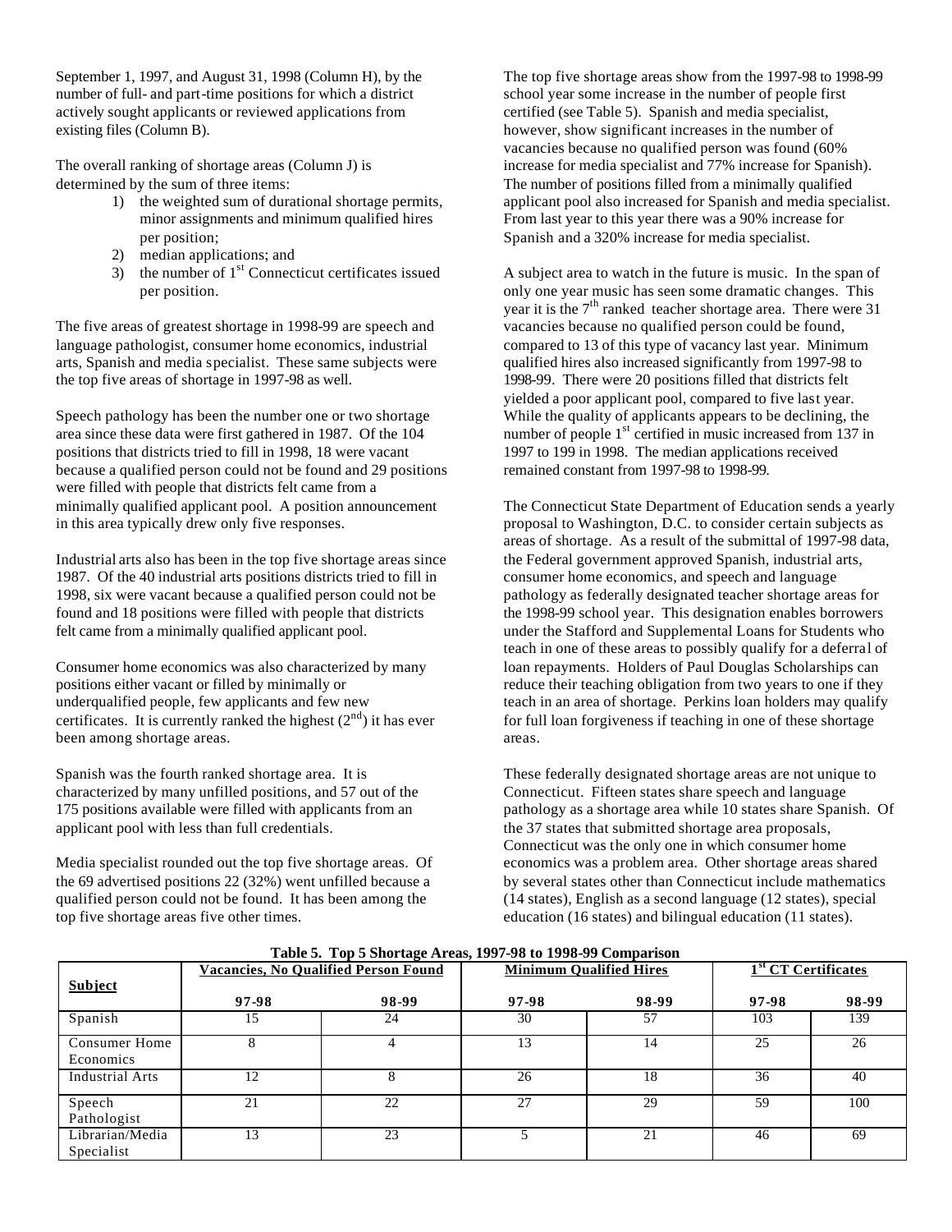September 1, 1997, and August 31, 1998 (Column H), by the number of full- and part-time positions for which a district actively sought applicants or reviewed applications from existing files (Column B).

The overall ranking of shortage areas (Column J) is determined by the sum of three items:

1) the weighted sum of durational shortage permits, minor assignments and minimum qualified hires per position;
2) median applications; and
3) the number of 1st Connecticut certificates issued per position.

The five areas of greatest shortage in 1998-99 are speech and language pathologist, consumer home economics, industrial arts, Spanish and media specialist. These same subjects were the top five areas of shortage in 1997-98 as well.

Speech pathology has been the number one or two shortage area since these data were first gathered in 1987. Of the 104 positions that districts tried to fill in 1998, 18 were vacant because a qualified person could not be found and 29 positions were filled with people that districts felt came from a minimally qualified applicant pool. A position announcement in this area typically drew only five responses.

Industrial arts also has been in the top five shortage areas since 1987. Of the 40 industrial arts positions districts tried to fill in 1998, six were vacant because a qualified person could not be found and 18 positions were filled with people that districts felt came from a minimally qualified applicant pool.

Consumer home economics was also characterized by many positions either vacant or filled by minimally or underqualified people, few applicants and few new certificates. It is currently ranked the highest (2nd) it has ever been among shortage areas.

Spanish was the fourth ranked shortage area. It is characterized by many unfilled positions, and 57 out of the 175 positions available were filled with applicants from an applicant pool with less than full credentials.

Media specialist rounded out the top five shortage areas. Of the 69 advertised positions 22 (32%) went unfilled because a qualified person could not be found. It has been among the top five shortage areas five other times.

The top five shortage areas show from the 1997-98 to 1998-99 school year some increase in the number of people first certified (see Table 5). Spanish and media specialist, however, show significant increases in the number of vacancies because no qualified person was found (60% increase for media specialist and 77% increase for Spanish). The number of positions filled from a minimally qualified applicant pool also increased for Spanish and media specialist. From last year to this year there was a 90% increase for Spanish and a 320% increase for media specialist.

A subject area to watch in the future is music. In the span of only one year music has seen some dramatic changes. This year it is the 7th ranked teacher shortage area. There were 31 vacancies because no qualified person could be found, compared to 13 of this type of vacancy last year. Minimum qualified hires also increased significantly from 1997-98 to 1998-99. There were 20 positions filled that districts felt yielded a poor applicant pool, compared to five last year. While the quality of applicants appears to be declining, the number of people 1st certified in music increased from 137 in 1997 to 199 in 1998. The median applications received remained constant from 1997-98 to 1998-99.

The Connecticut State Department of Education sends a yearly proposal to Washington, D.C. to consider certain subjects as areas of shortage. As a result of the submittal of 1997-98 data, the Federal government approved Spanish, industrial arts, consumer home economics, and speech and language pathology as federally designated teacher shortage areas for the 1998-99 school year. This designation enables borrowers under the Stafford and Supplemental Loans for Students who teach in one of these areas to possibly qualify for a deferral of loan repayments. Holders of Paul Douglas Scholarships can reduce their teaching obligation from two years to one if they teach in an area of shortage. Perkins loan holders may qualify for full loan forgiveness if teaching in one of these shortage areas.

These federally designated shortage areas are not unique to Connecticut. Fifteen states share speech and language pathology as a shortage area while 10 states share Spanish. Of the 37 states that submitted shortage area proposals, Connecticut was the only one in which consumer home economics was a problem area. Other shortage areas shared by several states other than Connecticut include mathematics (14 states), English as a second language (12 states), special education (16 states) and bilingual education (11 states).

**Table 5. Top 5 Shortage Areas, 1997-98 to 1998-99 Comparison**

| Subject | Vacancies, No Qualified Person Found | | Minimum Qualified Hires | | 1st CT Certificates | |
|---|---|---|---|---|---|---|
| | 97-98 | 98-99 | 97-98 | 98-99 | 97-98 | 98-99 |
| Spanish | 15 | 24 | 30 | 57 | 103 | 139 |
| Consumer Home Economics | 8 | 4 | 13 | 14 | 25 | 26 |
| Industrial Arts | 12 | 8 | 26 | 18 | 36 | 40 |
| Speech Pathologist | 21 | 22 | 27 | 29 | 59 | 100 |
| Librarian/Media Specialist | 13 | 23 | 5 | 21 | 46 | 69 |